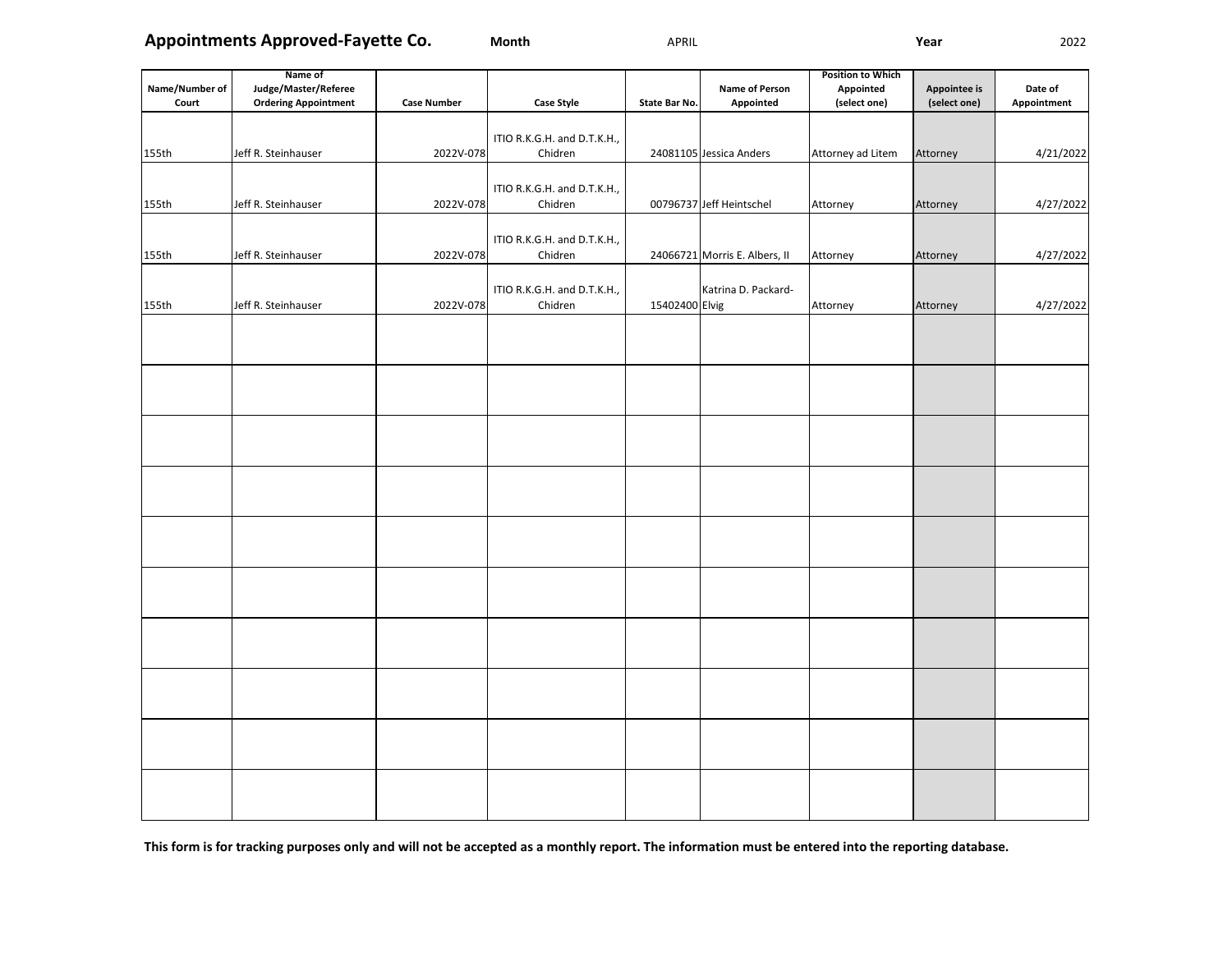**Appointments Approved-Fayette Co.** **Month** APRIL **Year** 2022

| Name/Number of Court | Name of Judge/Master/Referee Ordering Appointment | Case Number | Case Style | State Bar No. | Name of Person Appointed | Position to Which Appointed (select one) | Appointee is (select one) | Date of Appointment |
|---|---|---|---|---|---|---|---|---|
| 155th | Jeff R. Steinhauser | 2022V-078 | ITIO R.K.G.H. and D.T.K.H., Chidren | 24081105 | Jessica Anders | Attorney ad Litem | Attorney | 4/21/2022 |
| 155th | Jeff R. Steinhauser | 2022V-078 | ITIO R.K.G.H. and D.T.K.H., Chidren | 00796737 | Jeff Heintschel | Attorney | Attorney | 4/27/2022 |
| 155th | Jeff R. Steinhauser | 2022V-078 | ITIO R.K.G.H. and D.T.K.H., Chidren | 24066721 | Morris E. Albers, II | Attorney | Attorney | 4/27/2022 |
| 155th | Jeff R. Steinhauser | 2022V-078 | ITIO R.K.G.H. and D.T.K.H., Chidren | 15402400 | Katrina D. Packard-Elvig | Attorney | Attorney | 4/27/2022 |
| | | | | | | | | |
| | | | | | | | | |
| | | | | | | | | |
| | | | | | | | | |
| | | | | | | | | |
| | | | | | | | | |
| | | | | | | | | |
| | | | | | | | | |
| | | | | | | | | |
| | | | | | | | | |

**This form is for tracking purposes only and will not be accepted as a monthly report. The information must be entered into the reporting database.**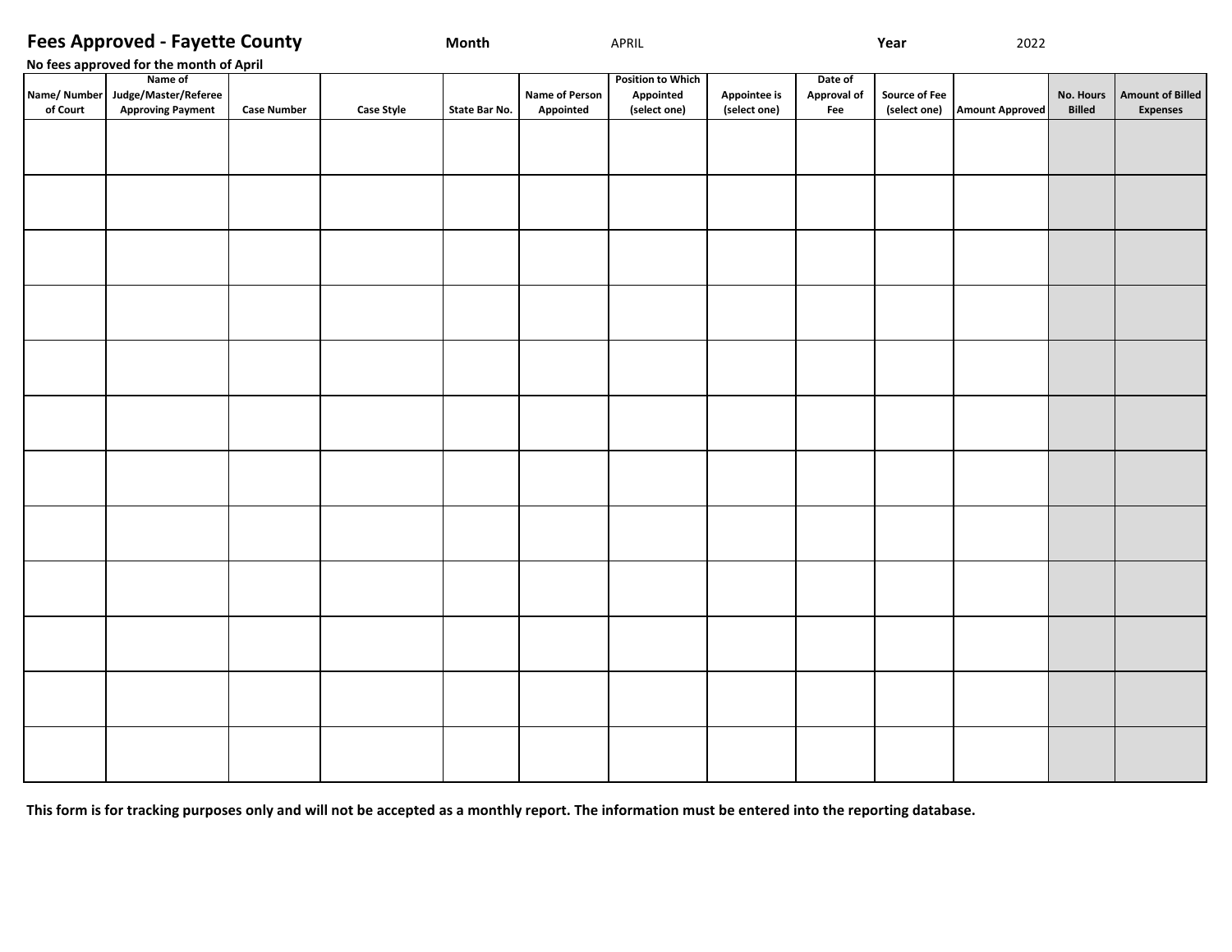# Fees Approved - Fayette County

**Month** APRIL **Year** 2022

**No fees approved for the month of April**

| Name/ Number of Court | Name of Judge/Master/Referee Approving Payment | Case Number | Case Style | State Bar No. | Name of Person Appointed | Position to Which Appointed (select one) | Appointee is (select one) | Date of Approval of Fee | Source of Fee (select one) | Amount Approved | No. Hours Billed | Amount of Billed Expenses |
|---|---|---|---|---|---|---|---|---|---|---|---|---|
| | | | | | | | | | | | | |
| | | | | | | | | | | | | |
| | | | | | | | | | | | | |
| | | | | | | | | | | | | |
| | | | | | | | | | | | | |
| | | | | | | | | | | | | |
| | | | | | | | | | | | | |
| | | | | | | | | | | | | |
| | | | | | | | | | | | | |
| | | | | | | | | | | | | |
| | | | | | | | | | | | | |
| | | | | | | | | | | | | |

**This form is for tracking purposes only and will not be accepted as a monthly report. The information must be entered into the reporting database.**